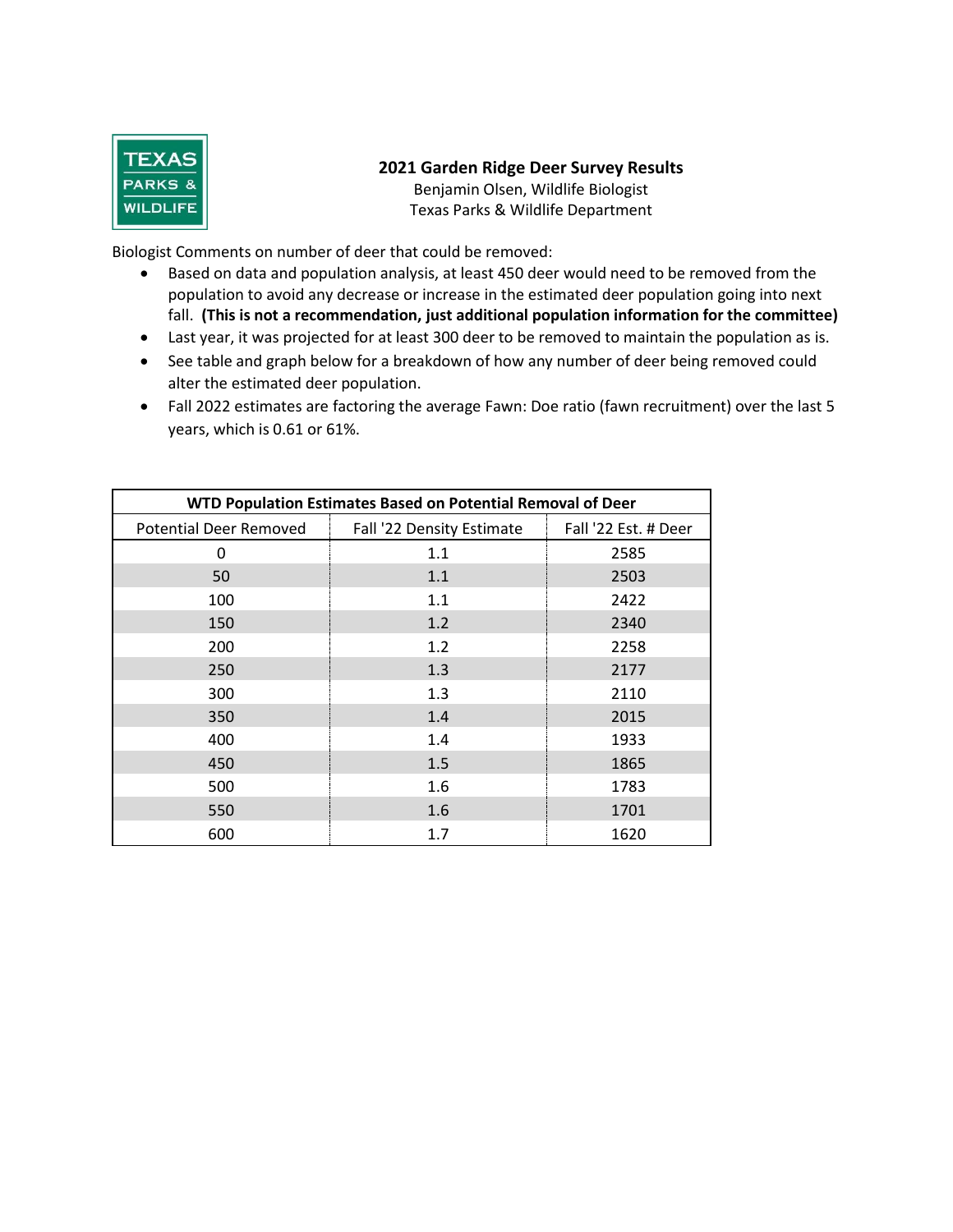# 2021 Garden Ridge Deer Survey Results

Benjamin Olsen, Wildlife Biologist
Texas Parks & Wildlife Department

Biologist Comments on number of deer that could be removed:

- Based on data and population analysis, at least 450 deer would need to be removed from the population to avoid any decrease or increase in the estimated deer population going into next fall. **(This is not a recommendation, just additional population information for the committee)**
- Last year, it was projected for at least 300 deer to be removed to maintain the population as is.
- See table and graph below for a breakdown of how any number of deer being removed could alter the estimated deer population.
- Fall 2022 estimates are factoring the average Fawn: Doe ratio (fawn recruitment) over the last 5 years, which is 0.61 or 61%.

| **WTD Population Estimates Based on Potential Removal of Deer** | | |
|---|---|---|
| Potential Deer Removed | Fall '22 Density Estimate | Fall '22 Est. # Deer |
| 0 | 1.1 | 2585 |
| 50 | 1.1 | 2503 |
| 100 | 1.1 | 2422 |
| 150 | 1.2 | 2340 |
| 200 | 1.2 | 2258 |
| 250 | 1.3 | 2177 |
| 300 | 1.3 | 2110 |
| 350 | 1.4 | 2015 |
| 400 | 1.4 | 1933 |
| 450 | 1.5 | 1865 |
| 500 | 1.6 | 1783 |
| 550 | 1.6 | 1701 |
| 600 | 1.7 | 1620 |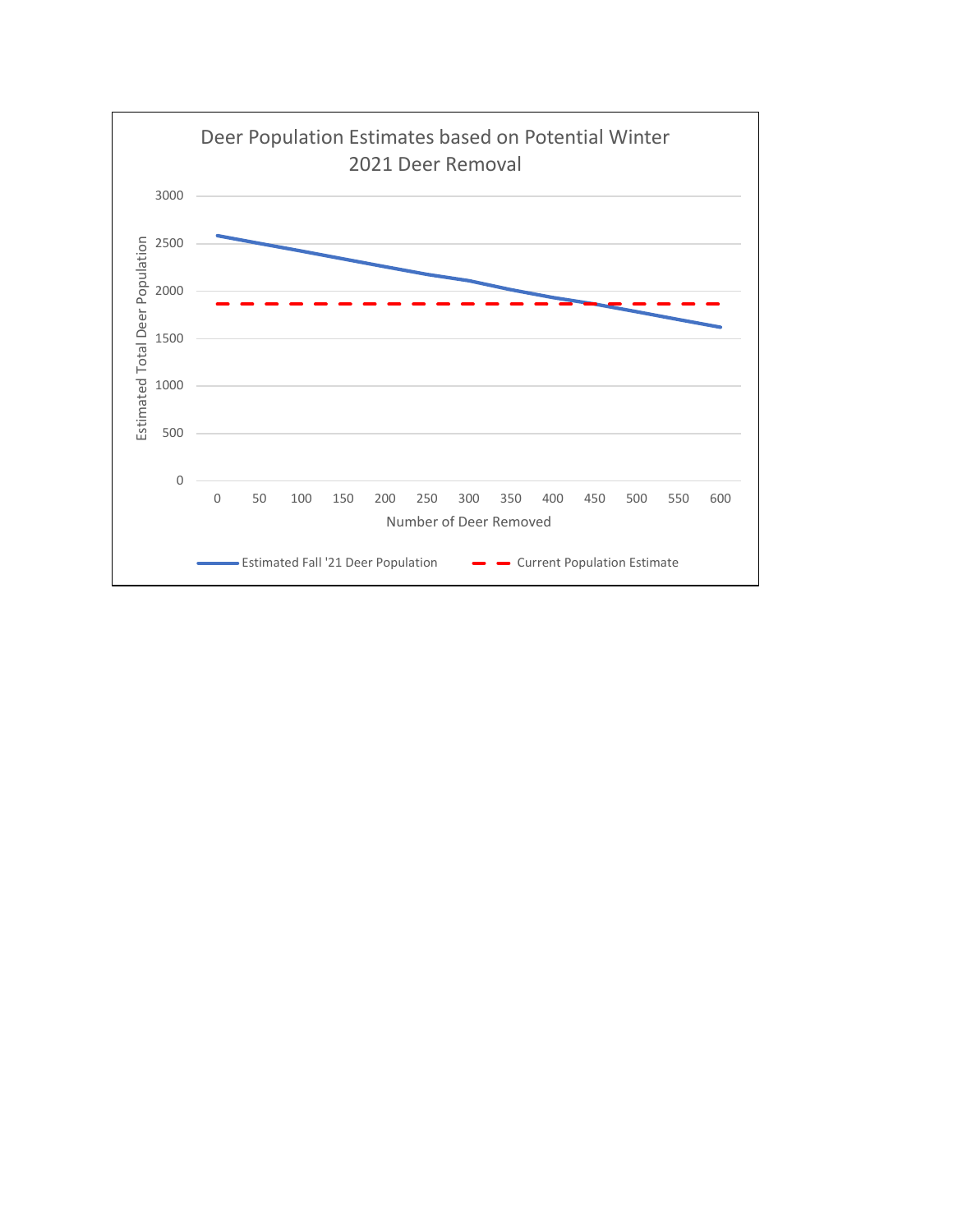Deer Population Estimates based on Potential Winter 2021 Deer Removal

Estimated Total Deer Population

3000
2500
2000
1500
1000
500
0

0 50 100 150 200 250 300 350 400 450 500 550 600

Number of Deer Removed

Estimated Fall '21 Deer Population — Current Population Estimate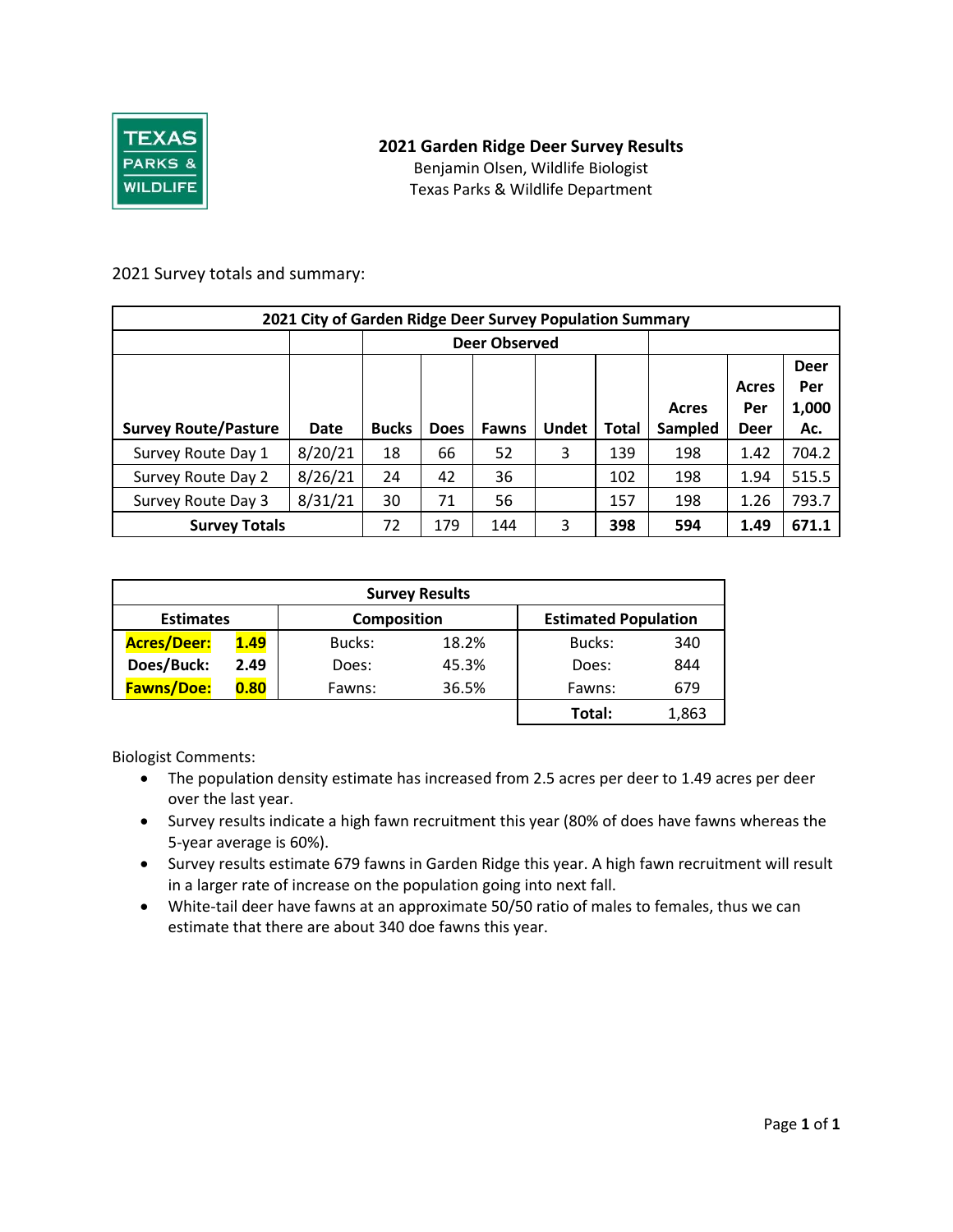TEXAS PARKS & WILDLIFE

# 2021 Garden Ridge Deer Survey Results

Benjamin Olsen, Wildlife Biologist
Texas Parks & Wildlife Department

2021 Survey totals and summary:

| 2021 City of Garden Ridge Deer Survey Population Summary | | | | | | | | | | |
|---|---|---|---|---|---|---|---|---|---|---|
| | | Deer Observed | | | | | | | | |
| Survey Route/Pasture | Date | Bucks | Does | Fawns | Undet | Total | Acres Sampled | Acres Per Deer | Deer Per 1,000 Ac. |
| Survey Route Day 1 | 8/20/21 | 18 | 66 | 52 | 3 | 139 | 198 | 1.42 | 704.2 |
| Survey Route Day 2 | 8/26/21 | 24 | 42 | 36 | | 102 | 198 | 1.94 | 515.5 |
| Survey Route Day 3 | 8/31/21 | 30 | 71 | 56 | | 157 | 198 | 1.26 | 793.7 |
| **Survey Totals** | | 72 | 179 | 144 | 3 | **398** | **594** | **1.49** | **671.1** |

| Survey Results | | | | | |
|---|---|---|---|---|---|
| Estimates | | Composition | | Estimated Population | |
| **Acres/Deer:** | **1.49** | Bucks: | 18.2% | Bucks: | 340 |
| **Does/Buck:** | **2.49** | Does: | 45.3% | Does: | 844 |
| **Fawns/Doe:** | **0.80** | Fawns: | 36.5% | Fawns: | 679 |
| | | | | **Total:** | 1,863 |

Biologist Comments:

- The population density estimate has increased from 2.5 acres per deer to 1.49 acres per deer over the last year.
- Survey results indicate a high fawn recruitment this year (80% of does have fawns whereas the 5-year average is 60%).
- Survey results estimate 679 fawns in Garden Ridge this year. A high fawn recruitment will result in a larger rate of increase on the population going into next fall.
- White-tail deer have fawns at an approximate 50/50 ratio of males to females, thus we can estimate that there are about 340 doe fawns this year.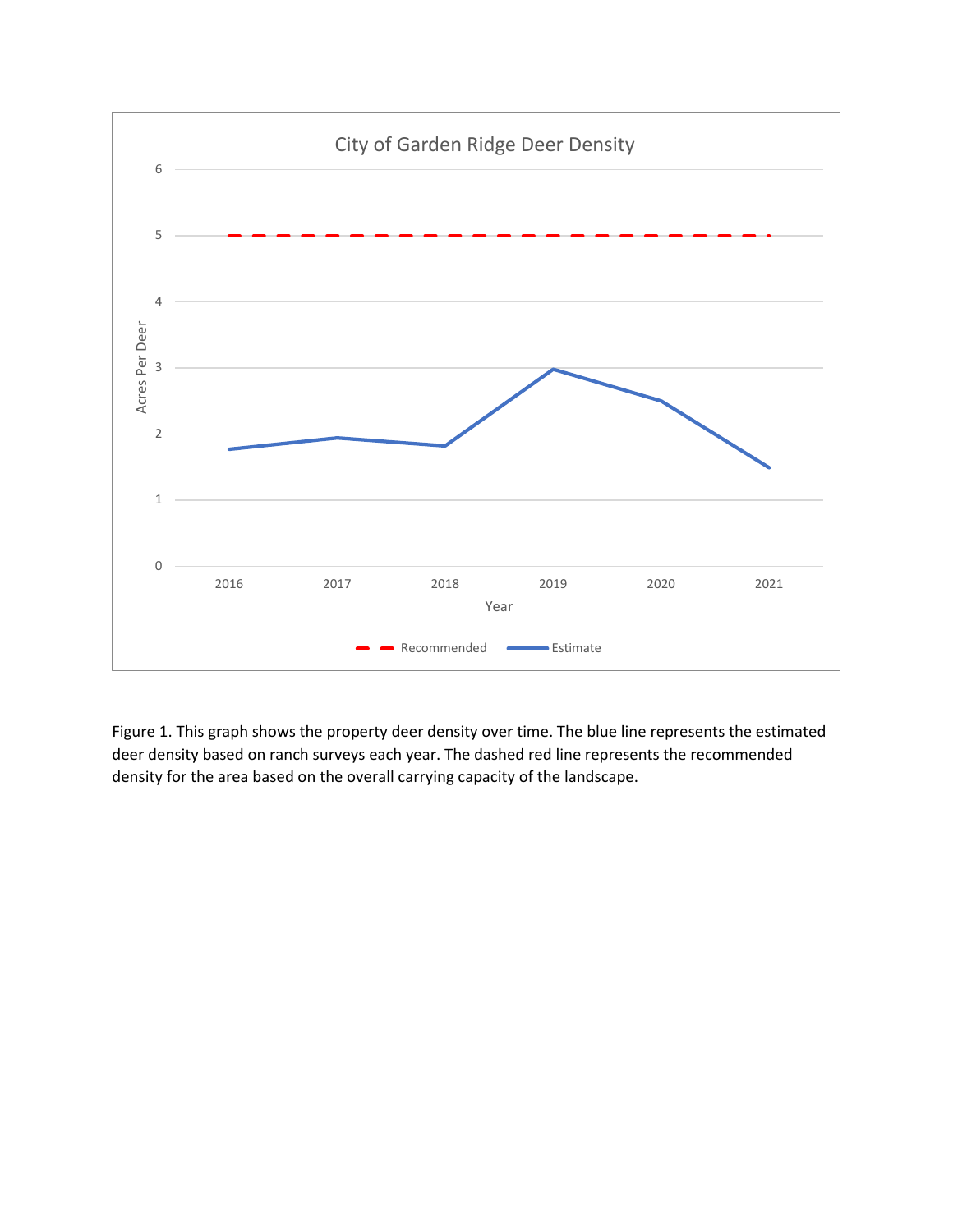City of Garden Ridge Deer Density

Figure 1. This graph shows the property deer density over time. The blue line represents the estimated deer density based on ranch surveys each year. The dashed red line represents the recommended density for the area based on the overall carrying capacity of the landscape.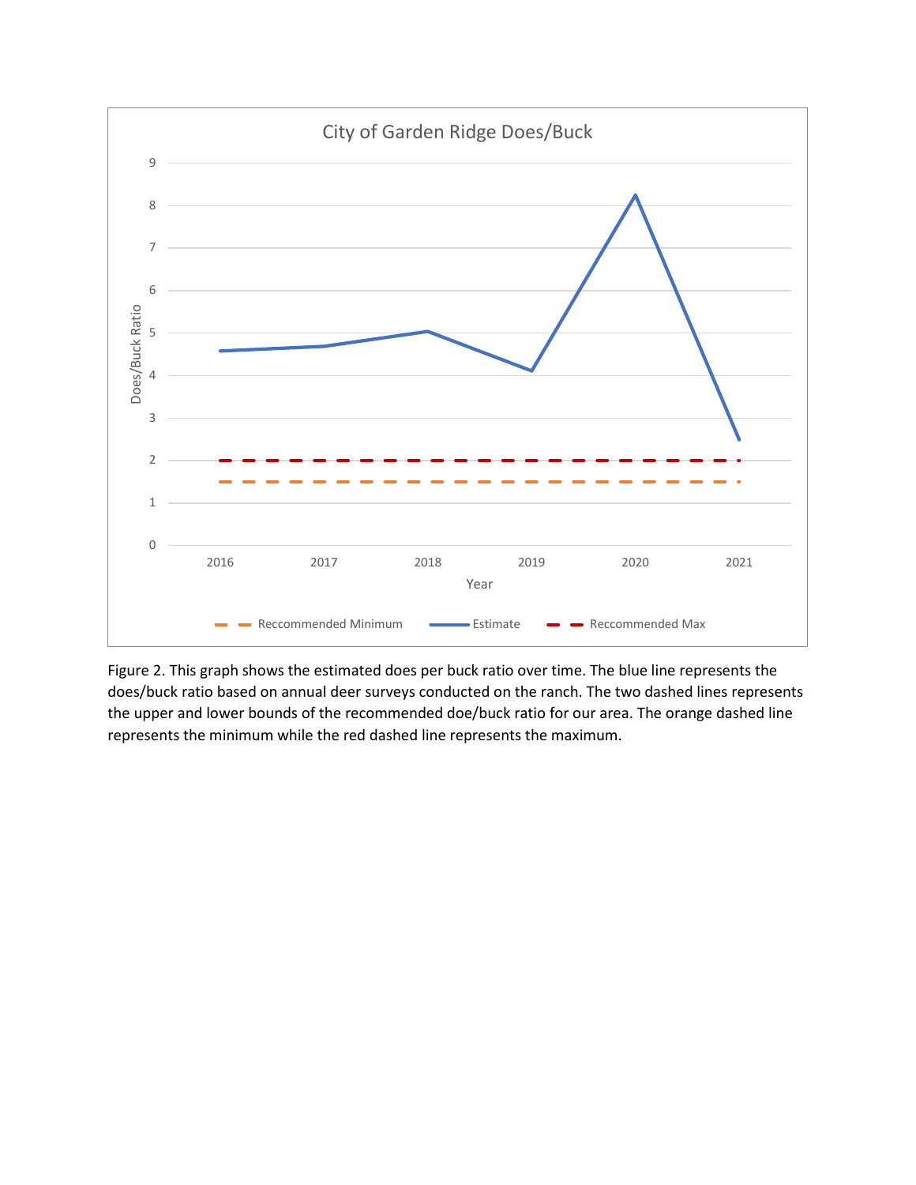Figure 2. This graph shows the estimated does per buck ratio over time. The blue line represents the does/buck ratio based on annual deer surveys conducted on the ranch. The two dashed lines represents the upper and lower bounds of the recommended doe/buck ratio for our area. The orange dashed line represents the minimum while the red dashed line represents the maximum.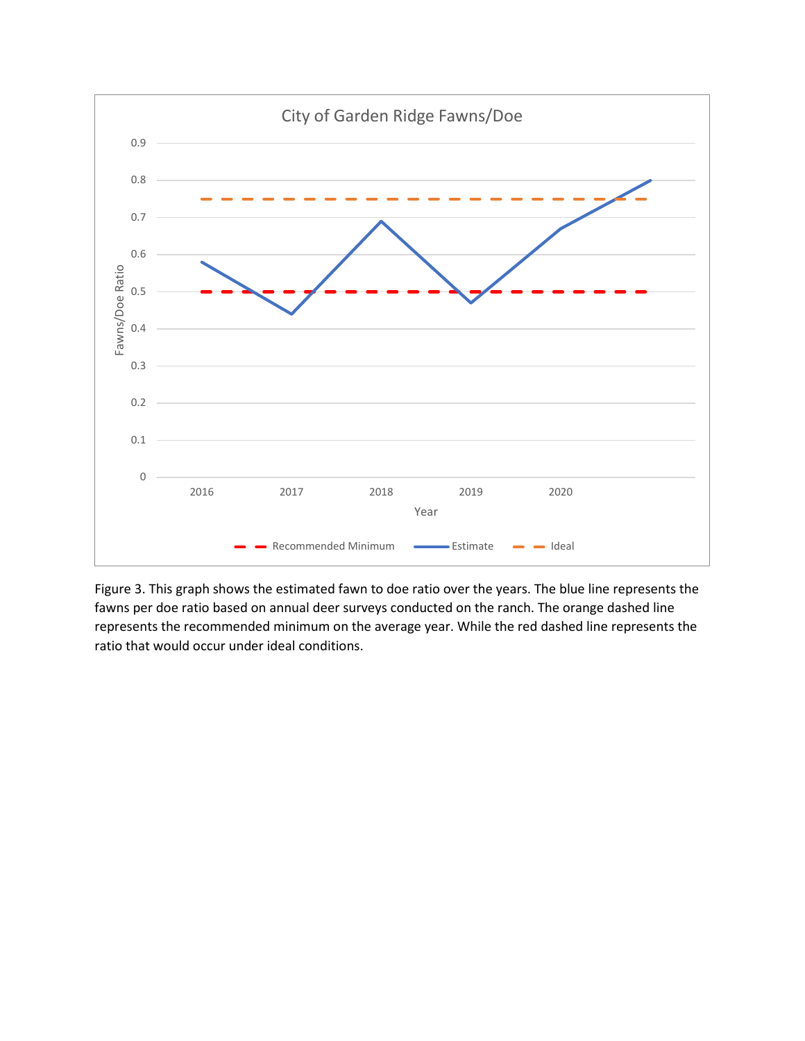City of Garden Ridge Fawns/Doe

| Year | Recommended Minimum | Estimate | Ideal |
|---|---|---|---|
| 2016 | 0.5 | 0.58 | 0.75 |
| 2017 | 0.5 | 0.44 | 0.75 |
| 2018 | 0.5 | 0.69 | 0.75 |
| 2019 | 0.5 | 0.47 | 0.75 |
| 2020 | 0.5 | 0.67 | 0.75 |
| (unlabeled) | 0.5 | 0.8 | 0.75 |

Figure 3. This graph shows the estimated fawn to doe ratio over the years. The blue line represents the fawns per doe ratio based on annual deer surveys conducted on the ranch. The orange dashed line represents the recommended minimum on the average year. While the red dashed line represents the ratio that would occur under ideal conditions.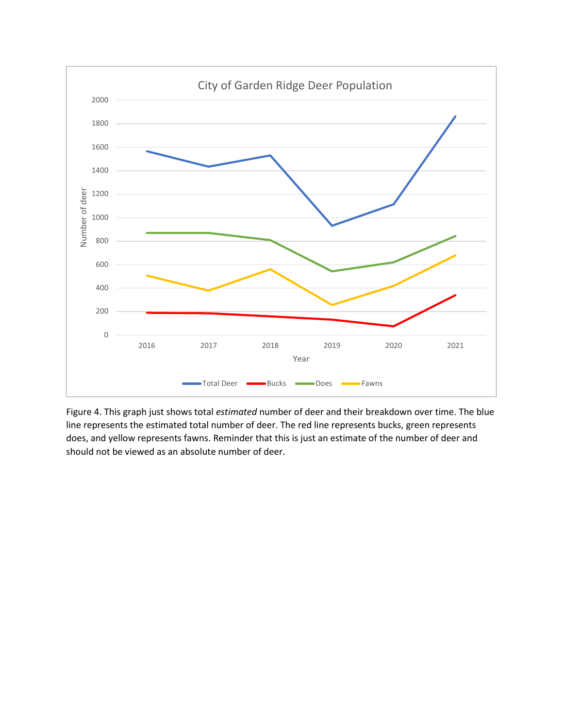Figure 4. This graph just shows total *estimated* number of deer and their breakdown over time. The blue line represents the estimated total number of deer. The red line represents bucks, green represents does, and yellow represents fawns. Reminder that this is just an estimate of the number of deer and should not be viewed as an absolute number of deer.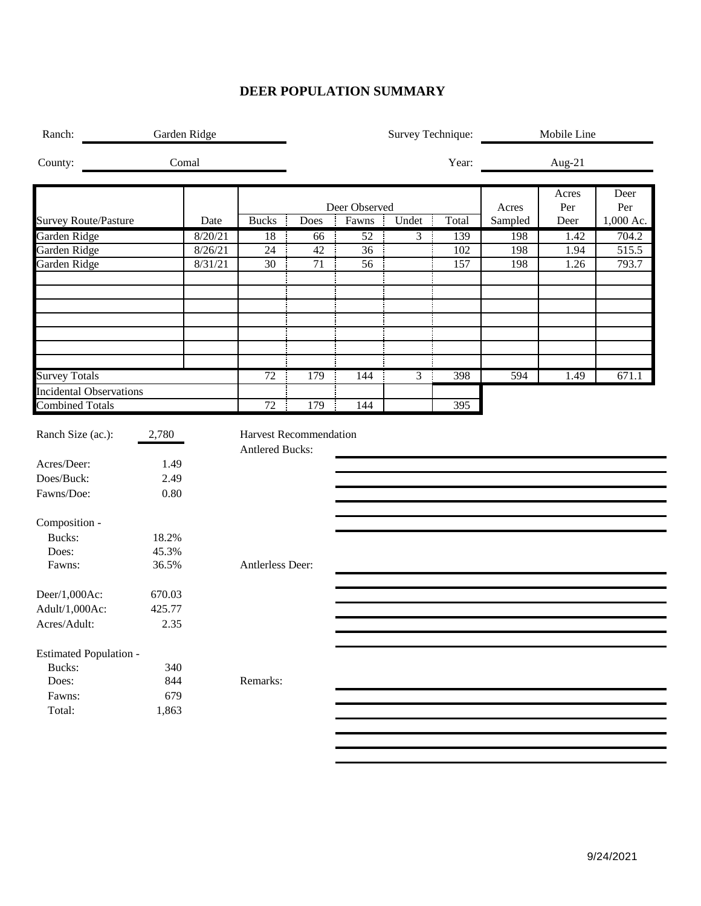# DEER POPULATION SUMMARY

Ranch: Garden Ridge

Survey Technique: Mobile Line

County: Comal

Year: Aug-21

| Survey Route/Pasture | Date | Bucks | Does | Fawns | Undet | Total | Acres Sampled | Acres Per Deer | Deer Per 1,000 Ac. |
|---|---|---|---|---|---|---|---|---|---|
| | | Deer Observed | | | | | | | |
| Garden Ridge | 8/20/21 | 18 | 66 | 52 | 3 | 139 | 198 | 1.42 | 704.2 |
| Garden Ridge | 8/26/21 | 24 | 42 | 36 | | 102 | 198 | 1.94 | 515.5 |
| Garden Ridge | 8/31/21 | 30 | 71 | 56 | | 157 | 198 | 1.26 | 793.7 |
| | | | | | | | | | |
| | | | | | | | | | |
| | | | | | | | | | |
| | | | | | | | | | |
| | | | | | | | | | |
| | | | | | | | | | |
| | | | | | | | | | |
| Survey Totals | | 72 | 179 | 144 | 3 | 398 | 594 | 1.49 | 671.1 |
| Incidental Observations | | | | | | | | | |
| Combined Totals | | 72 | 179 | 144 | | 395 | | | |

Ranch Size (ac.): 2,780

Acres/Deer: 1.49
Does/Buck: 2.49
Fawns/Doe: 0.80

Composition -
- Bucks: 18.2%
- Does: 45.3%
- Fawns: 36.5%

Deer/1,000Ac: 670.03
Adult/1,000Ac: 425.77
Acres/Adult: 2.35

Estimated Population -
- Bucks: 340
- Does: 844
- Fawns: 679
- Total: 1,863

Harvest Recommendation

Antlered Bucks:

Antlerless Deer:

Remarks:

9/24/2021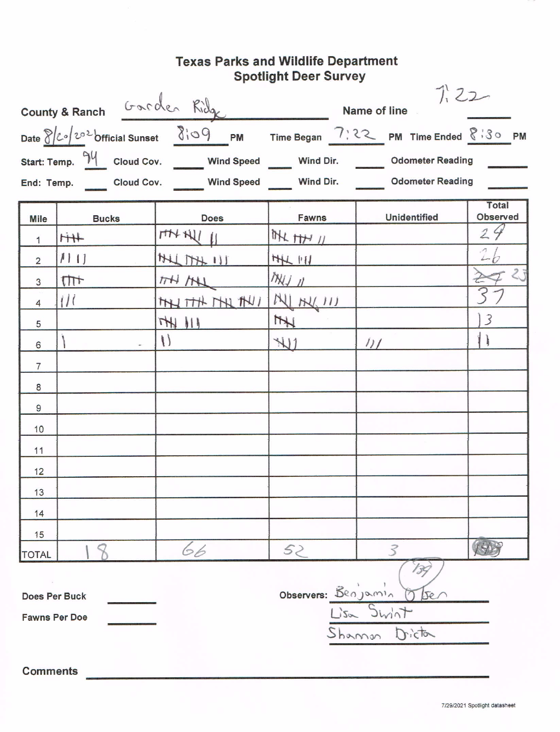# Texas Parks and Wildlife Department
## Spotlight Deer Survey

**County & Ranch** Garden Ridge **Name of line** 7:22

**Date** 8/20/2021 **Official Sunset** 8:09 PM **Time Began** 7:22 PM **Time Ended** 8:30 PM

**Start: Temp.** 94 **Cloud Cov.** ____ **Wind Speed** ____ **Wind Dir.** ____ **Odometer Reading** ____

**End: Temp.** ____ **Cloud Cov.** ____ **Wind Speed** ____ **Wind Dir.** ____ **Odometer Reading** ____

| Mile | Bucks | Does | Fawns | Unidentified | Total Observed |
|---|---|---|---|---|---|
| 1 | 卌 | 卌 卌 II | 卌 卌 II | | 29 |
| 2 | IIII | 卌 卌 III | 卌 IIII | | 26 |
| 3 | 卌 | 卌 卌 | 卌 II | | ~~27~~ 25 |
| 4 | III | 卌 卌 卌 卌 I | 卌 卌 III | | 37 |
| 5 | | 卌 III | 卌 | | 13 |
| 6 | I | II | 卌 I | III | 11 |
| 7 | | | | | |
| 8 | | | | | |
| 9 | | | | | |
| 10 | | | | | |
| 11 | | | | | |
| 12 | | | | | |
| 13 | | | | | |
| 14 | | | | | |
| 15 | | | | | |
| TOTAL | 18 | 66 | 52 | 3 | 139 |

**Does Per Buck** ____

**Fawns Per Doe** ____

**Observers:** Benjamin Olsen, Lisa Swint, Shannon Dricta

**Comments** ____

7/29/2021 Spotlight datasheet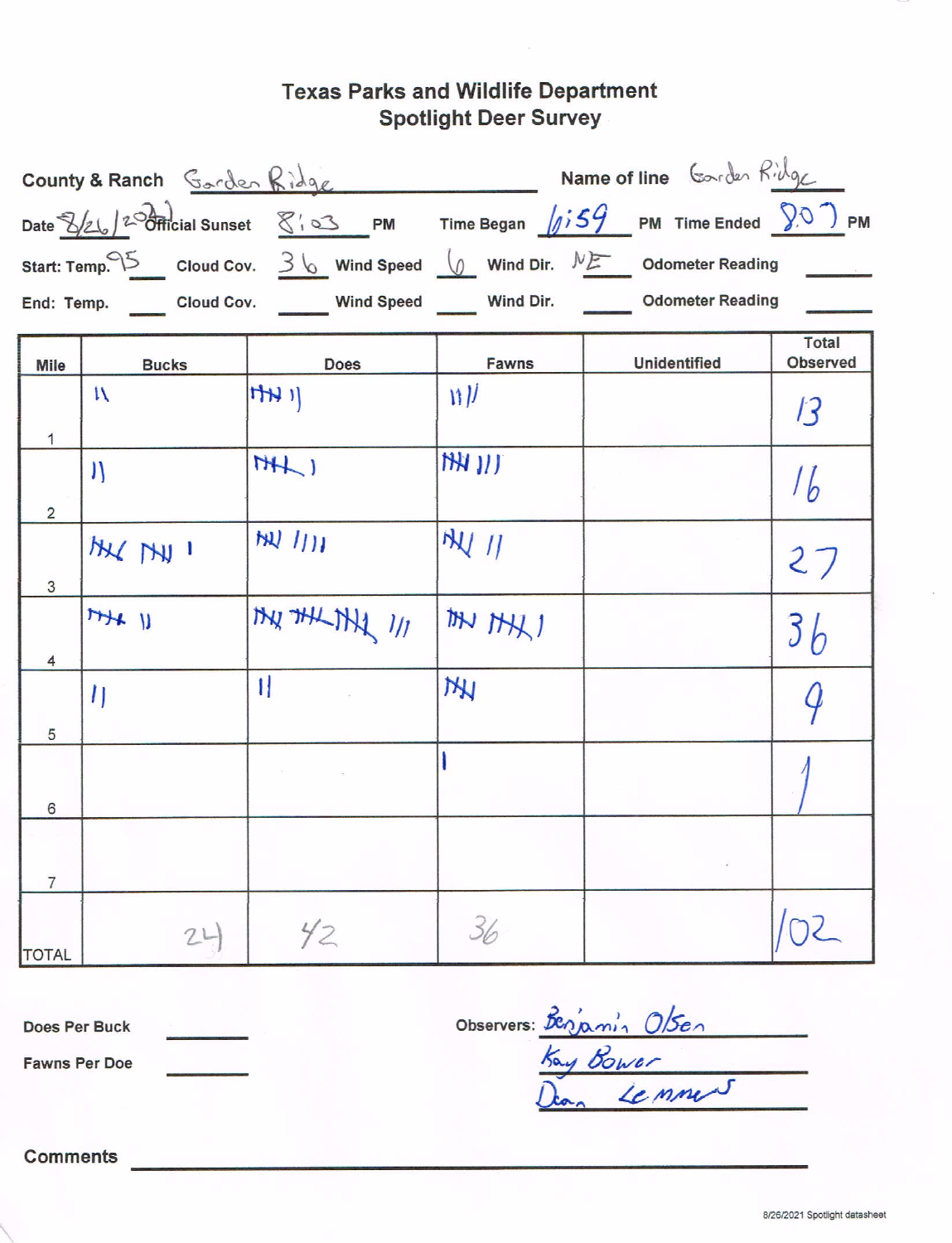# Texas Parks and Wildlife Department
## Spotlight Deer Survey

**County & Ranch** Garden Ridge **Name of line** Garden Ridge

**Date** 8/26/2021 **Official Sunset** 8:03 **PM** **Time Began** 6:59 **PM** **Time Ended** 8:07 **PM**

**Start: Temp.** 95 **Cloud Cov.** 36 **Wind Speed** 6 **Wind Dir.** NE **Odometer Reading** ____

**End: Temp.** ____ **Cloud Cov.** ____ **Wind Speed** ____ **Wind Dir.** ____ **Odometer Reading** ____

| Mile | Bucks | Does | Fawns | Unidentified | Total Observed |
|---|---|---|---|---|---|
| 1 | II | HHH II | IIII | | 13 |
| 2 | II | HHH I | HHH III | | 16 |
| 3 | HHH HHH I | HHH IIII | HHH II | | 27 |
| 4 | HHH II | HHH HHH HHH III | HHH HHH I | | 36 |
| 5 | II | II | HHH | | 9 |
| 6 | | | I | | 1 |
| 7 | | | | | |
| TOTAL | 24 | 42 | 36 | | 102 |

**Does Per Buck** ____

**Fawns Per Doe** ____

**Observers:** Benjamin Olsen, Kay Bower, Dean Lemmens

**Comments** ____

8/26/2021 Spotlight datasheet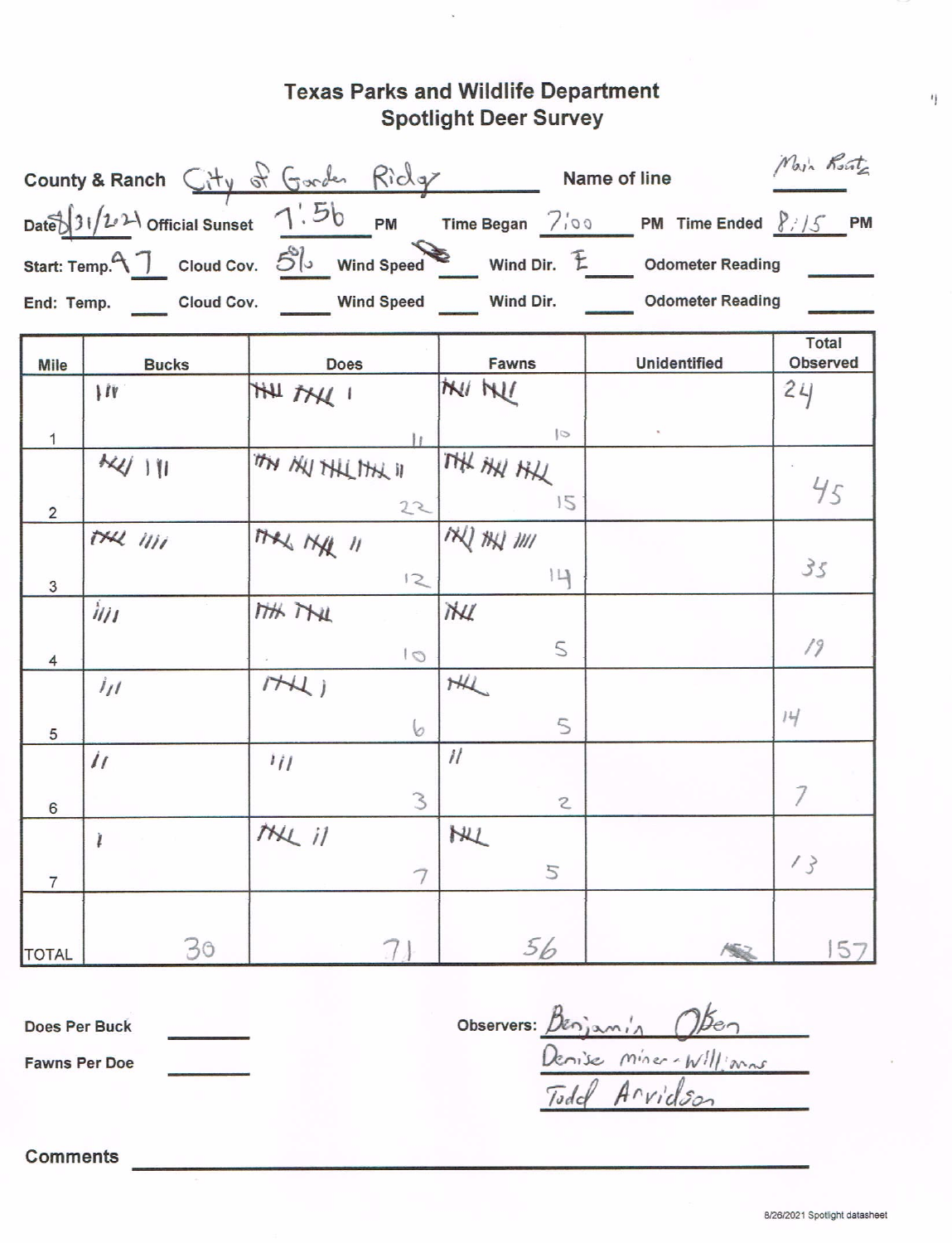# Texas Parks and Wildlife Department
## Spotlight Deer Survey

County & Ranch: City of Garden Ridge    Name of line: Main Route

Date: 8/31/2021    Official Sunset: 7:56 PM    Time Began: 7:00 PM    Time Ended: 8:15 PM

Start: Temp. 97    Cloud Cov. 5%    Wind Speed ____    Wind Dir. E    Odometer Reading ____

End: Temp. ____    Cloud Cov. ____    Wind Speed ____    Wind Dir. ____    Odometer Reading ____

| Mile | Bucks | Does | Fawns | Unidentified | Total Observed |
|---|---|---|---|---|---|
| 1 | \|\|\| | 𝍸 𝍸 \| 11 | 𝍸 𝍸 10 | | 24 |
| 2 | 𝍸 \|\|\| | 𝍸 𝍸 𝍸 𝍸 \|\| 22 | 𝍸 𝍸 𝍸 15 | | 45 |
| 3 | 𝍸 \|\|\|\| | 𝍸 𝍸 \|\| 12 | 𝍸 𝍸 \|\|\|\| 14 | | 35 |
| 4 | \|\|\|\| | 𝍸 𝍸 10 | 𝍸 5 | | 19 |
| 5 | \|\|\| | 𝍸 \| 6 | 𝍸 5 | | 14 |
| 6 | \|\| | \|\|\| 3 | \|\| 2 | | 7 |
| 7 | \| | 𝍸 \|\| 7 | 𝍸 5 | | 13 |
| TOTAL | 30 | 71 | 56 | | 157 |

Does Per Buck ____

Fawns Per Doe ____

Observers: Benjamin Olsen, Denise Miner-Williams, Todd Arvidson

Comments ____